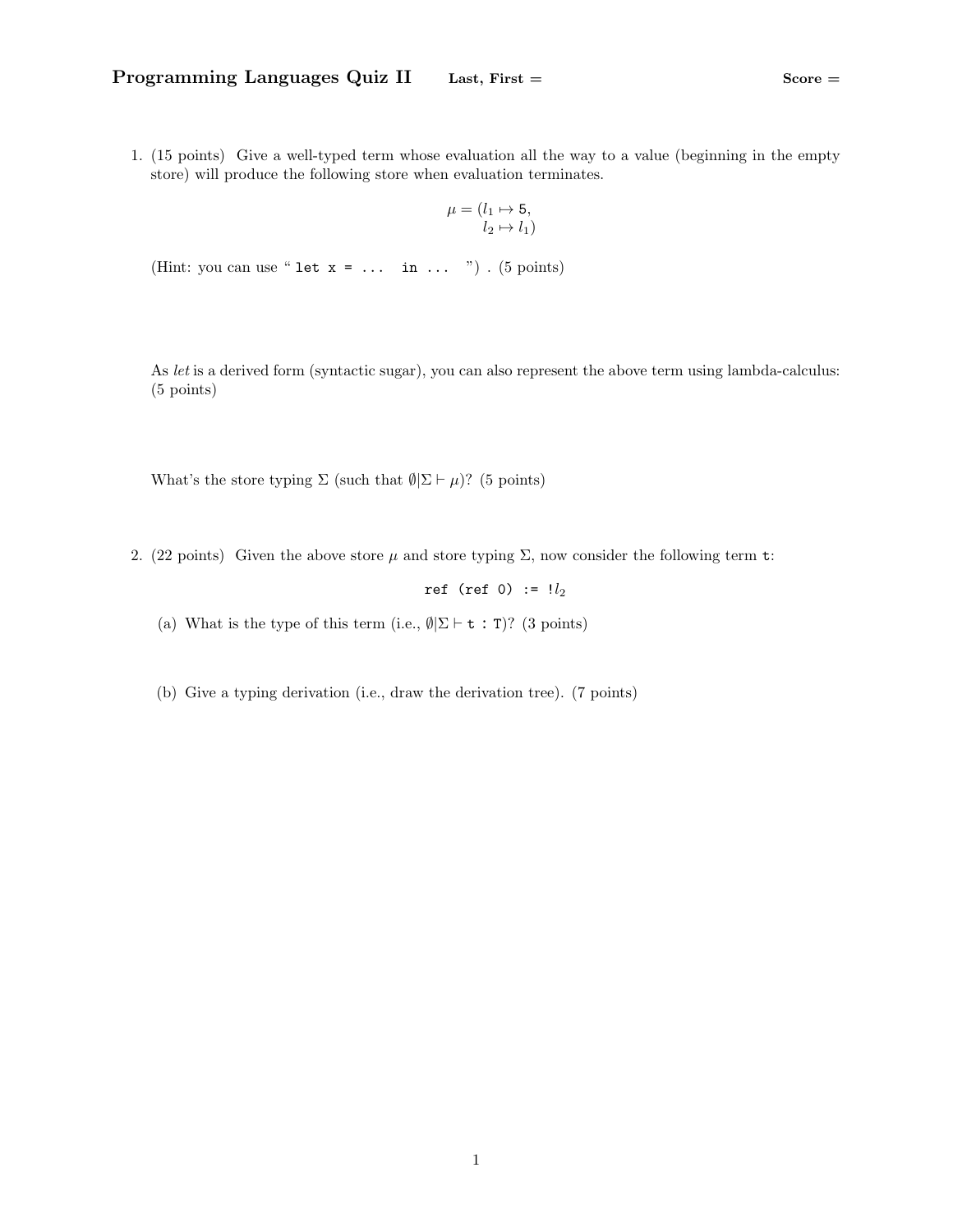**Programming Languages Quiz II** **Last, First =** **Score =**

1. (15 points) Give a well-typed term whose evaluation all the way to a value (beginning in the empty store) will produce the following store when evaluation terminates.

$$\mu = (l_1 \mapsto 5, \\ l_2 \mapsto l_1)$$

(Hint: you can use "`let x = ... in ...` ") . (5 points)

As *let* is a derived form (syntactic sugar), you can also represent the above term using lambda-calculus: (5 points)

What's the store typing $\Sigma$ (such that $\emptyset | \Sigma \vdash \mu$)? (5 points)

2. (22 points) Given the above store $\mu$ and store typing $\Sigma$, now consider the following term `t`:

$$\texttt{ref (ref 0) := !}l_2$$

(a) What is the type of this term (i.e., $\emptyset | \Sigma \vdash \texttt{t : T}$)? (3 points)

(b) Give a typing derivation (i.e., draw the derivation tree). (7 points)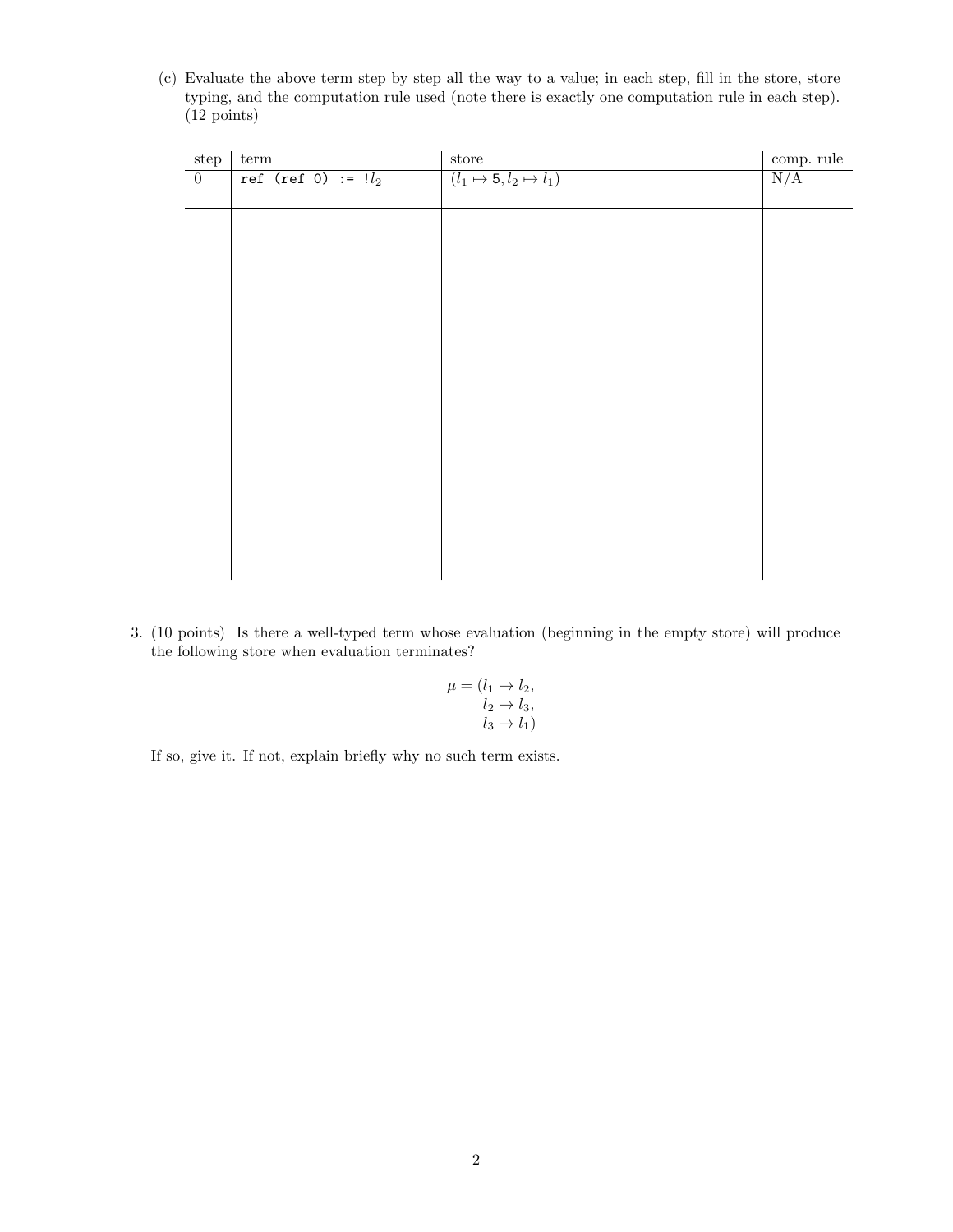(c) Evaluate the above term step by step all the way to a value; in each step, fill in the store, store typing, and the computation rule used (note there is exactly one computation rule in each step). (12 points)

| step | term | store | comp. rule |
|---|---|---|---|
| 0 | `ref (ref 0) := !`$l_2$ | $(l_1 \mapsto 5, l_2 \mapsto l_1)$ | N/A |
| | | | |

3. (10 points) Is there a well-typed term whose evaluation (beginning in the empty store) will produce the following store when evaluation terminates?

$$\mu = (l_1 \mapsto l_2, \\ l_2 \mapsto l_3, \\ l_3 \mapsto l_1)$$

If so, give it. If not, explain briefly why no such term exists.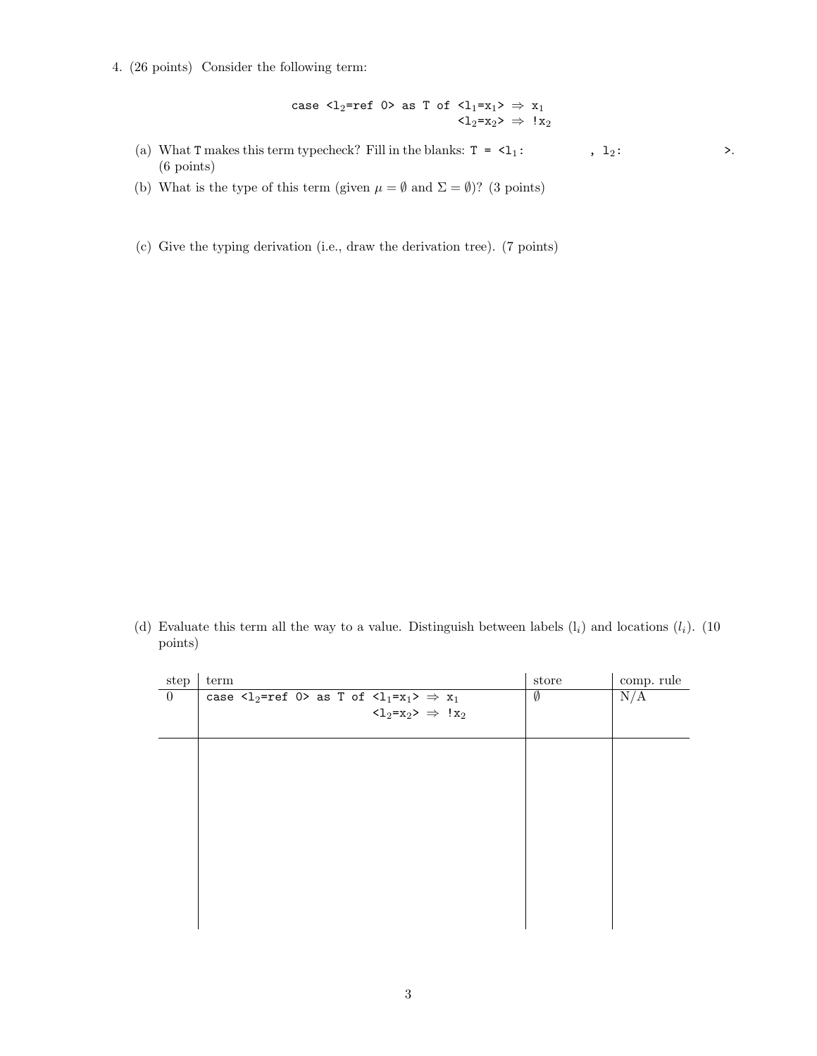4. (26 points) Consider the following term:

```
case <l₂=ref 0> as T of <l₁=x₁> ⇒ x₁
                        <l₂=x₂> ⇒ !x₂
```

(a) What T makes this term typecheck? Fill in the blanks: `T = <l₁:                , l₂:                >.` (6 points)

(b) What is the type of this term (given $\mu = \emptyset$ and $\Sigma = \emptyset$)? (3 points)

(c) Give the typing derivation (i.e., draw the derivation tree). (7 points)

(d) Evaluate this term all the way to a value. Distinguish between labels ($\mathtt{l}_i$) and locations ($l_i$). (10 points)

| step | term | store | comp. rule |
|---|---|---|---|
| 0 | `case <l₂=ref 0> as T of <l₁=x₁> ⇒ x₁` `<l₂=x₂> ⇒ !x₂` | $\emptyset$ | N/A |
| | | | |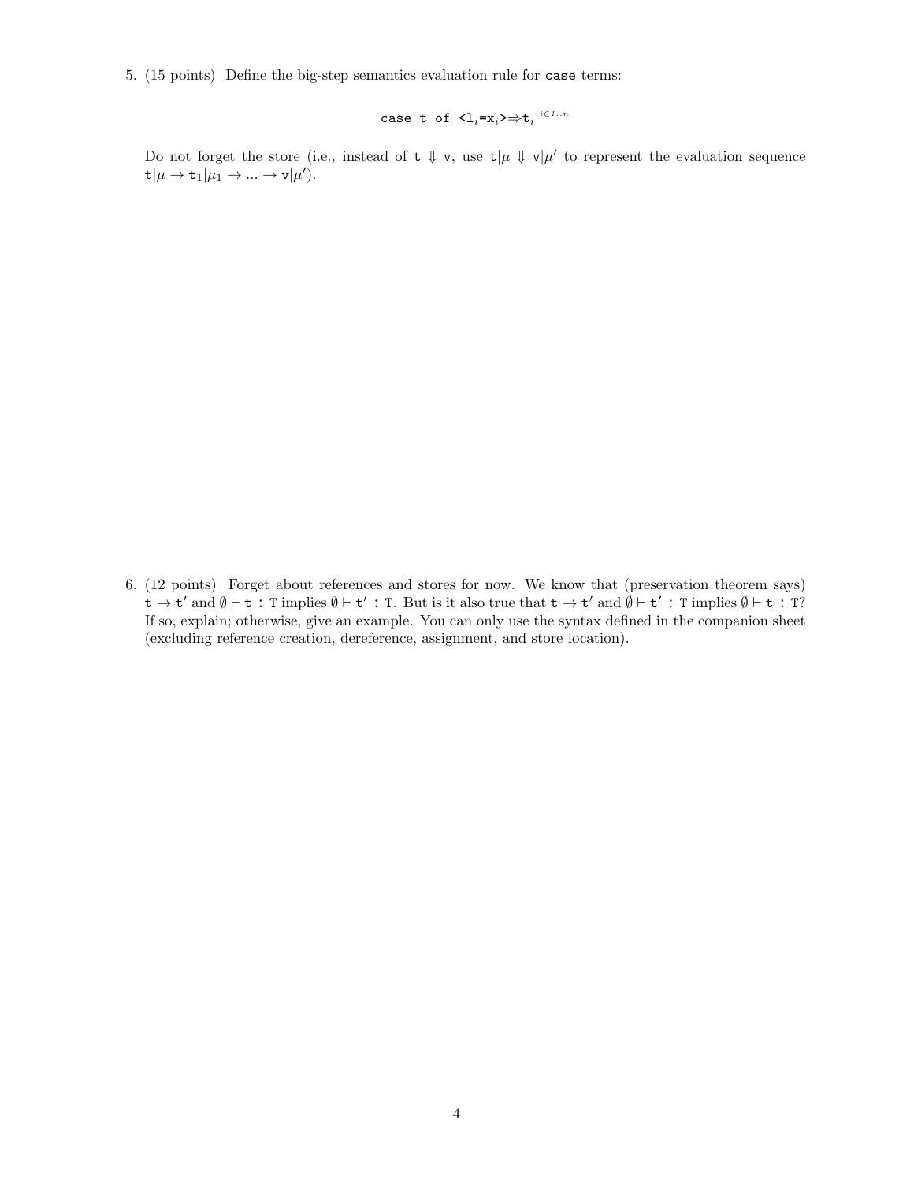5. (15 points) Define the big-step semantics evaluation rule for `case` terms:

$$\texttt{case t of <l}_i\texttt{=x}_i\texttt{>}\Rightarrow\texttt{t}_i \ ^{i \in 1..n}$$

Do not forget the store (i.e., instead of $\texttt{t} \Downarrow \texttt{v}$, use $\texttt{t}|\mu \Downarrow \texttt{v}|\mu'$ to represent the evaluation sequence $\texttt{t}|\mu \rightarrow \texttt{t}_1|\mu_1 \rightarrow ... \rightarrow \texttt{v}|\mu'$).

6. (12 points) Forget about references and stores for now. We know that (preservation theorem says) $\texttt{t} \rightarrow \texttt{t}'$ and $\emptyset \vdash \texttt{t : T}$ implies $\emptyset \vdash \texttt{t' : T}$. But is it also true that $\texttt{t} \rightarrow \texttt{t}'$ and $\emptyset \vdash \texttt{t' : T}$ implies $\emptyset \vdash \texttt{t : T}$? If so, explain; otherwise, give an example. You can only use the syntax defined in the companion sheet (excluding reference creation, dereference, assignment, and store location).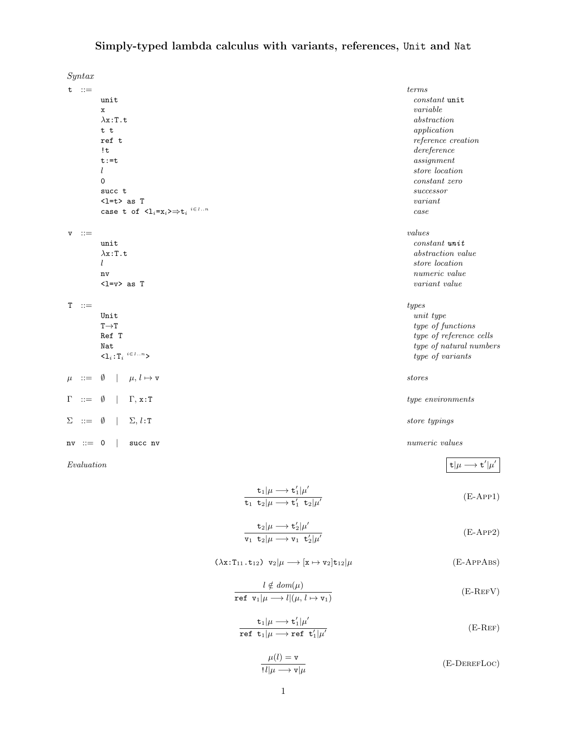# Simply-typed lambda calculus with variants, references, `Unit` and `Nat`

*Syntax*

| | | |
|---|---|---|
| `t` ::= | | *terms* |
| | `unit` | *constant* `unit` |
| | `x` | *variable* |
| | `λx:T.t` | *abstraction* |
| | `t t` | *application* |
| | `ref t` | *reference creation* |
| | `!t` | *dereference* |
| | `t:=t` | *assignment* |
| | $l$ | *store location* |
| | `0` | *constant zero* |
| | `succ t` | *successor* |
| | `<l=t> as T` | *variant* |
| | `case t of <`$\mathtt{l}_i$`=`$\mathtt{x}_i$`>⇒`$\mathtt{t}_i$ $^{i \in 1..n}$ | *case* |
| `v` ::= | | *values* |
| | `unit` | *constant* `unit` |
| | `λx:T.t` | *abstraction value* |
| | $l$ | *store location* |
| | `nv` | *numeric value* |
| | `<l=v> as T` | *variant value* |
| `T` ::= | | *types* |
| | `Unit` | *unit type* |
| | `T→T` | *type of functions* |
| | `Ref T` | *type of reference cells* |
| | `Nat` | *type of natural numbers* |
| | `<`$\mathtt{l}_i$`:`$\mathtt{T}_i$ $^{i \in 1..n}$`>` | *type of variants* |

$\mu$ ::= $\emptyset$ | $\mu, l \mapsto \mathtt{v}$ — *stores*

$\Gamma$ ::= $\emptyset$ | $\Gamma, \mathtt{x}:\mathtt{T}$ — *type environments*

$\Sigma$ ::= $\emptyset$ | $\Sigma, l:\mathtt{T}$ — *store typings*

`nv` ::= `0` | `succ nv` — *numeric values*

*Evaluation* $\boxed{\mathtt{t}|\mu \longrightarrow \mathtt{t}'|\mu'}$

$$\frac{\mathtt{t}_1|\mu \longrightarrow \mathtt{t}_1'|\mu'}{\mathtt{t}_1\ \mathtt{t}_2|\mu \longrightarrow \mathtt{t}_1'\ \mathtt{t}_2|\mu'} \quad \text{(E-App1)}$$

$$\frac{\mathtt{t}_2|\mu \longrightarrow \mathtt{t}_2'|\mu'}{\mathtt{v}_1\ \mathtt{t}_2|\mu \longrightarrow \mathtt{v}_1\ \mathtt{t}_2'|\mu'} \quad \text{(E-App2)}$$

$$(\lambda \mathtt{x}:\mathtt{T}_{11}.\mathtt{t}_{12})\ \mathtt{v}_2|\mu \longrightarrow [\mathtt{x} \mapsto \mathtt{v}_2]\mathtt{t}_{12}|\mu \quad \text{(E-AppAbs)}$$

$$\frac{l \notin dom(\mu)}{\mathtt{ref}\ \mathtt{v}_1|\mu \longrightarrow l|(\mu, l \mapsto \mathtt{v}_1)} \quad \text{(E-RefV)}$$

$$\frac{\mathtt{t}_1|\mu \longrightarrow \mathtt{t}_1'|\mu'}{\mathtt{ref}\ \mathtt{t}_1|\mu \longrightarrow \mathtt{ref}\ \mathtt{t}_1'|\mu'} \quad \text{(E-Ref)}$$

$$\frac{\mu(l) = \mathtt{v}}{!l|\mu \longrightarrow \mathtt{v}|\mu} \quad \text{(E-DerefLoc)}$$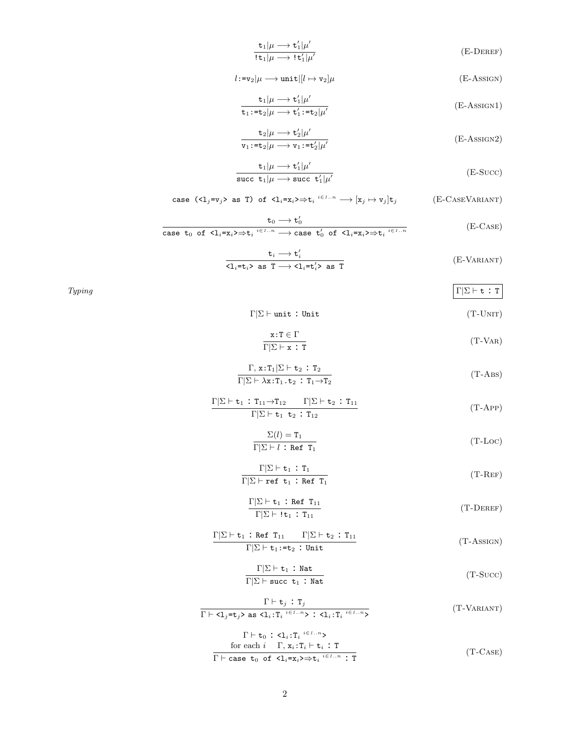$$\frac{\mathtt{t}_1|\mu \longrightarrow \mathtt{t}_1'|\mu'}{\mathtt{!t}_1|\mu \longrightarrow \mathtt{!t}_1'|\mu'} \qquad \text{(E-Deref)}$$

$$l\mathtt{:=v}_2|\mu \longrightarrow \mathtt{unit}|[l \mapsto \mathtt{v}_2]\mu \qquad \text{(E-Assign)}$$

$$\frac{\mathtt{t}_1|\mu \longrightarrow \mathtt{t}_1'|\mu'}{\mathtt{t}_1\mathtt{:=t}_2|\mu \longrightarrow \mathtt{t}_1'\mathtt{:=t}_2|\mu'} \qquad \text{(E-Assign1)}$$

$$\frac{\mathtt{t}_2|\mu \longrightarrow \mathtt{t}_2'|\mu'}{\mathtt{v}_1\mathtt{:=t}_2|\mu \longrightarrow \mathtt{v}_1\mathtt{:=t}_2'|\mu'} \qquad \text{(E-Assign2)}$$

$$\frac{\mathtt{t}_1|\mu \longrightarrow \mathtt{t}_1'|\mu'}{\mathtt{succ}\ \mathtt{t}_1|\mu \longrightarrow \mathtt{succ}\ \mathtt{t}_1'|\mu'} \qquad \text{(E-Succ)}$$

$$\mathtt{case}\ (\mathtt{<l}_j\mathtt{=v}_j\mathtt{>}\ \mathtt{as}\ \mathtt{T})\ \mathtt{of}\ \mathtt{<l}_i\mathtt{=x}_i\mathtt{>}\Rightarrow\mathtt{t}_i\ ^{i\in 1..n} \longrightarrow [\mathtt{x}_j \mapsto \mathtt{v}_j]\mathtt{t}_j \qquad \text{(E-CaseVariant)}$$

$$\frac{\mathtt{t}_0 \longrightarrow \mathtt{t}_0'}{\mathtt{case}\ \mathtt{t}_0\ \mathtt{of}\ \mathtt{<l}_i\mathtt{=x}_i\mathtt{>}\Rightarrow\mathtt{t}_i\ ^{i\in 1..n} \longrightarrow \mathtt{case}\ \mathtt{t}_0'\ \mathtt{of}\ \mathtt{<l}_i\mathtt{=x}_i\mathtt{>}\Rightarrow\mathtt{t}_i\ ^{i\in 1..n}} \qquad \text{(E-Case)}$$

$$\frac{\mathtt{t}_i \longrightarrow \mathtt{t}_i'}{\mathtt{<l}_i\mathtt{=t}_i\mathtt{>}\ \mathtt{as}\ \mathtt{T} \longrightarrow \mathtt{<l}_i\mathtt{=t}_i'\mathtt{>}\ \mathtt{as}\ \mathtt{T}} \qquad \text{(E-Variant)}$$

*Typing* $\boxed{\Gamma|\Sigma \vdash \mathtt{t} : \mathtt{T}}$

$$\Gamma|\Sigma \vdash \mathtt{unit} : \mathtt{Unit} \qquad \text{(T-Unit)}$$

$$\frac{\mathtt{x}\mathtt{:T} \in \Gamma}{\Gamma|\Sigma \vdash \mathtt{x} : \mathtt{T}} \qquad \text{(T-Var)}$$

$$\frac{\Gamma, \mathtt{x}\mathtt{:T}_1|\Sigma \vdash \mathtt{t}_2 : \mathtt{T}_2}{\Gamma|\Sigma \vdash \lambda\mathtt{x}\mathtt{:T}_1\mathtt{.t}_2 : \mathtt{T}_1\to\mathtt{T}_2} \qquad \text{(T-Abs)}$$

$$\frac{\Gamma|\Sigma \vdash \mathtt{t}_1 : \mathtt{T}_{11}\to\mathtt{T}_{12} \qquad \Gamma|\Sigma \vdash \mathtt{t}_2 : \mathtt{T}_{11}}{\Gamma|\Sigma \vdash \mathtt{t}_1\ \mathtt{t}_2 : \mathtt{T}_{12}} \qquad \text{(T-App)}$$

$$\frac{\Sigma(l) = \mathtt{T}_1}{\Gamma|\Sigma \vdash l : \mathtt{Ref}\ \mathtt{T}_1} \qquad \text{(T-Loc)}$$

$$\frac{\Gamma|\Sigma \vdash \mathtt{t}_1 : \mathtt{T}_1}{\Gamma|\Sigma \vdash \mathtt{ref}\ \mathtt{t}_1 : \mathtt{Ref}\ \mathtt{T}_1} \qquad \text{(T-Ref)}$$

$$\frac{\Gamma|\Sigma \vdash \mathtt{t}_1 : \mathtt{Ref}\ \mathtt{T}_{11}}{\Gamma|\Sigma \vdash \mathtt{!t}_1 : \mathtt{T}_{11}} \qquad \text{(T-Deref)}$$

$$\frac{\Gamma|\Sigma \vdash \mathtt{t}_1 : \mathtt{Ref}\ \mathtt{T}_{11} \qquad \Gamma|\Sigma \vdash \mathtt{t}_2 : \mathtt{T}_{11}}{\Gamma|\Sigma \vdash \mathtt{t}_1\mathtt{:=t}_2 : \mathtt{Unit}} \qquad \text{(T-Assign)}$$

$$\frac{\Gamma|\Sigma \vdash \mathtt{t}_1 : \mathtt{Nat}}{\Gamma|\Sigma \vdash \mathtt{succ}\ \mathtt{t}_1 : \mathtt{Nat}} \qquad \text{(T-Succ)}$$

$$\frac{\Gamma \vdash \mathtt{t}_j : \mathtt{T}_j}{\Gamma \vdash \mathtt{<l}_j\mathtt{=t}_j\mathtt{>}\ \mathtt{as}\ \mathtt{<l}_i\mathtt{:T}_i\ ^{i\in 1..n}\mathtt{>} : \mathtt{<l}_i\mathtt{:T}_i\ ^{i\in 1..n}\mathtt{>}} \qquad \text{(T-Variant)}$$

$$\frac{\Gamma \vdash \mathtt{t}_0 : \mathtt{<l}_i\mathtt{:T}_i\ ^{i\in 1..n}\mathtt{>} \qquad \text{for each } i \quad \Gamma, \mathtt{x}_i\mathtt{:T}_i \vdash \mathtt{t}_i : \mathtt{T}}{\Gamma \vdash \mathtt{case}\ \mathtt{t}_0\ \mathtt{of}\ \mathtt{<l}_i\mathtt{=x}_i\mathtt{>}\Rightarrow\mathtt{t}_i\ ^{i\in 1..n} : \mathtt{T}} \qquad \text{(T-Case)}$$